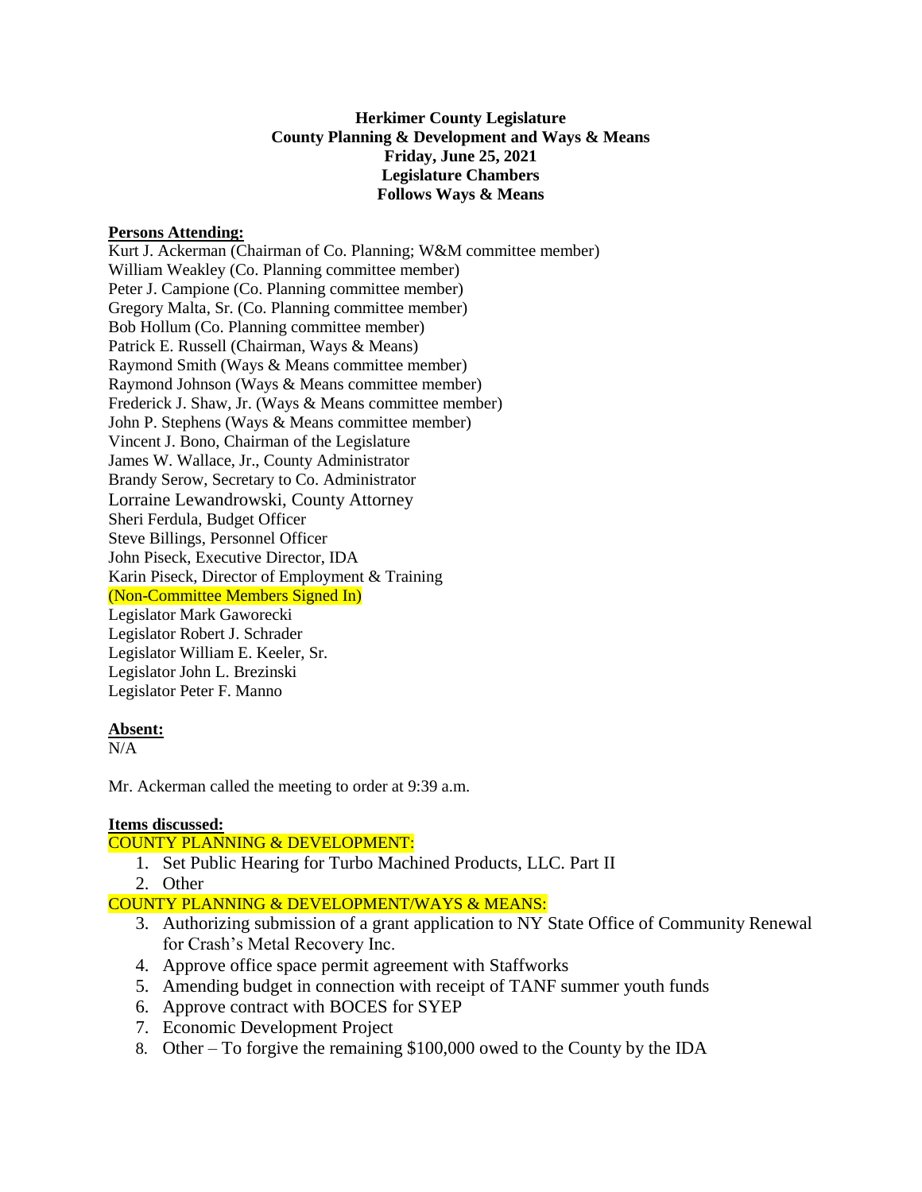**Herkimer County Legislature**
**County Planning & Development and Ways & Means**
**Friday, June 25, 2021**
**Legislature Chambers**
**Follows Ways & Means**

**Persons Attending:**

Kurt J. Ackerman (Chairman of Co. Planning; W&M committee member)
William Weakley (Co. Planning committee member)
Peter J. Campione (Co. Planning committee member)
Gregory Malta, Sr. (Co. Planning committee member)
Bob Hollum (Co. Planning committee member)
Patrick E. Russell (Chairman, Ways & Means)
Raymond Smith (Ways & Means committee member)
Raymond Johnson (Ways & Means committee member)
Frederick J. Shaw, Jr. (Ways & Means committee member)
John P. Stephens (Ways & Means committee member)
Vincent J. Bono, Chairman of the Legislature
James W. Wallace, Jr., County Administrator
Brandy Serow, Secretary to Co. Administrator
Lorraine Lewandrowski, County Attorney
Sheri Ferdula, Budget Officer
Steve Billings, Personnel Officer
John Piseck, Executive Director, IDA
Karin Piseck, Director of Employment & Training
(Non-Committee Members Signed In)
Legislator Mark Gaworecki
Legislator Robert J. Schrader
Legislator William E. Keeler, Sr.
Legislator John L. Brezinski
Legislator Peter F. Manno

**Absent:**

N/A

Mr. Ackerman called the meeting to order at 9:39 a.m.

**Items discussed:**

COUNTY PLANNING & DEVELOPMENT:

1. Set Public Hearing for Turbo Machined Products, LLC. Part II
2. Other

COUNTY PLANNING & DEVELOPMENT/WAYS & MEANS:

3. Authorizing submission of a grant application to NY State Office of Community Renewal for Crash's Metal Recovery Inc.
4. Approve office space permit agreement with Staffworks
5. Amending budget in connection with receipt of TANF summer youth funds
6. Approve contract with BOCES for SYEP
7. Economic Development Project
8. Other – To forgive the remaining $100,000 owed to the County by the IDA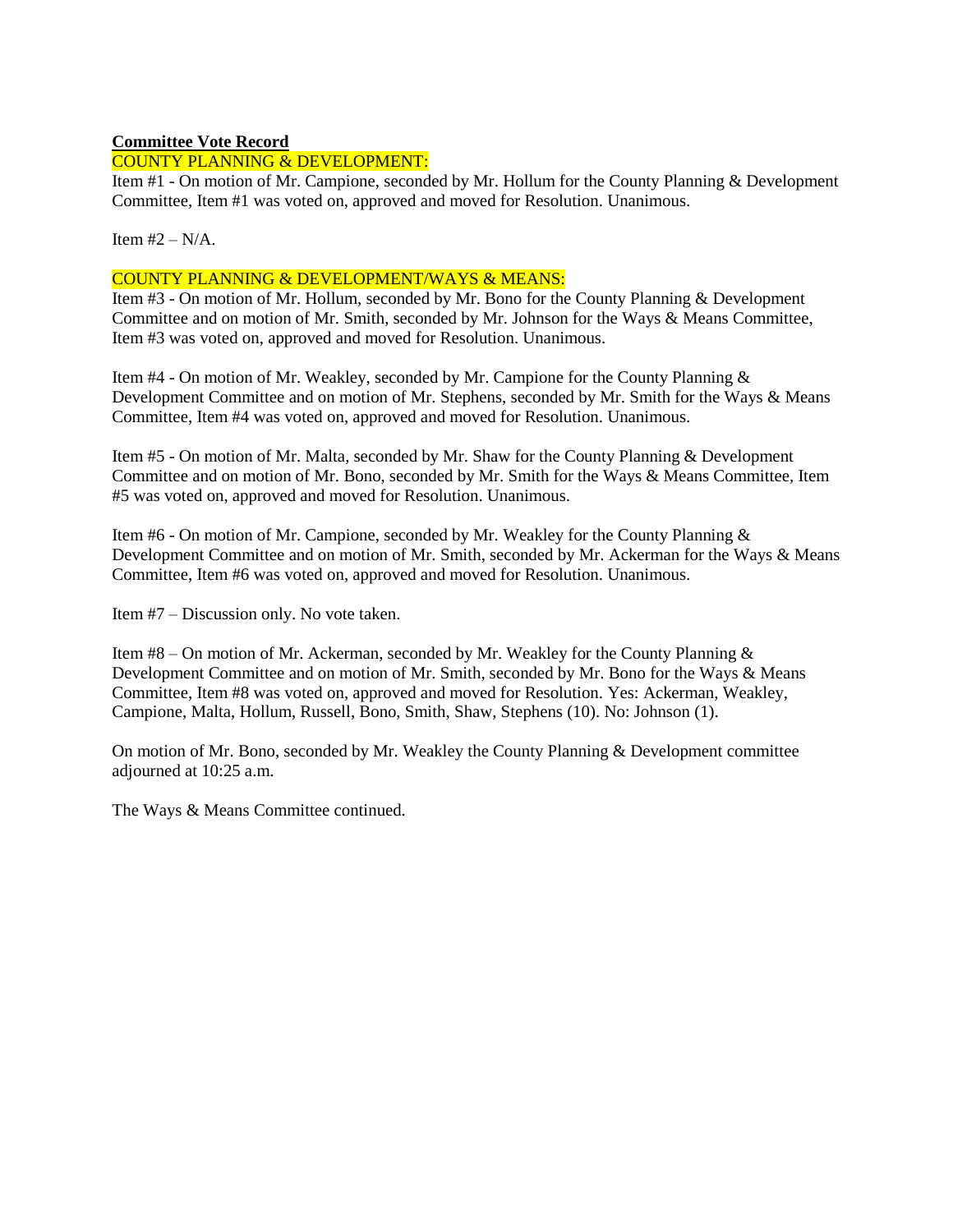**Committee Vote Record**

COUNTY PLANNING & DEVELOPMENT:

Item #1 - On motion of Mr. Campione, seconded by Mr. Hollum for the County Planning & Development Committee, Item #1 was voted on, approved and moved for Resolution. Unanimous.

Item #2 – N/A.

COUNTY PLANNING & DEVELOPMENT/WAYS & MEANS:

Item #3 - On motion of Mr. Hollum, seconded by Mr. Bono for the County Planning & Development Committee and on motion of Mr. Smith, seconded by Mr. Johnson for the Ways & Means Committee, Item #3 was voted on, approved and moved for Resolution. Unanimous.

Item #4 - On motion of Mr. Weakley, seconded by Mr. Campione for the County Planning & Development Committee and on motion of Mr. Stephens, seconded by Mr. Smith for the Ways & Means Committee, Item #4 was voted on, approved and moved for Resolution. Unanimous.

Item #5 - On motion of Mr. Malta, seconded by Mr. Shaw for the County Planning & Development Committee and on motion of Mr. Bono, seconded by Mr. Smith for the Ways & Means Committee, Item #5 was voted on, approved and moved for Resolution. Unanimous.

Item #6 - On motion of Mr. Campione, seconded by Mr. Weakley for the County Planning & Development Committee and on motion of Mr. Smith, seconded by Mr. Ackerman for the Ways & Means Committee, Item #6 was voted on, approved and moved for Resolution. Unanimous.

Item #7 – Discussion only. No vote taken.

Item #8 – On motion of Mr. Ackerman, seconded by Mr. Weakley for the County Planning & Development Committee and on motion of Mr. Smith, seconded by Mr. Bono for the Ways & Means Committee, Item #8 was voted on, approved and moved for Resolution. Yes: Ackerman, Weakley, Campione, Malta, Hollum, Russell, Bono, Smith, Shaw, Stephens (10). No: Johnson (1).

On motion of Mr. Bono, seconded by Mr. Weakley the County Planning & Development committee adjourned at 10:25 a.m.

The Ways & Means Committee continued.